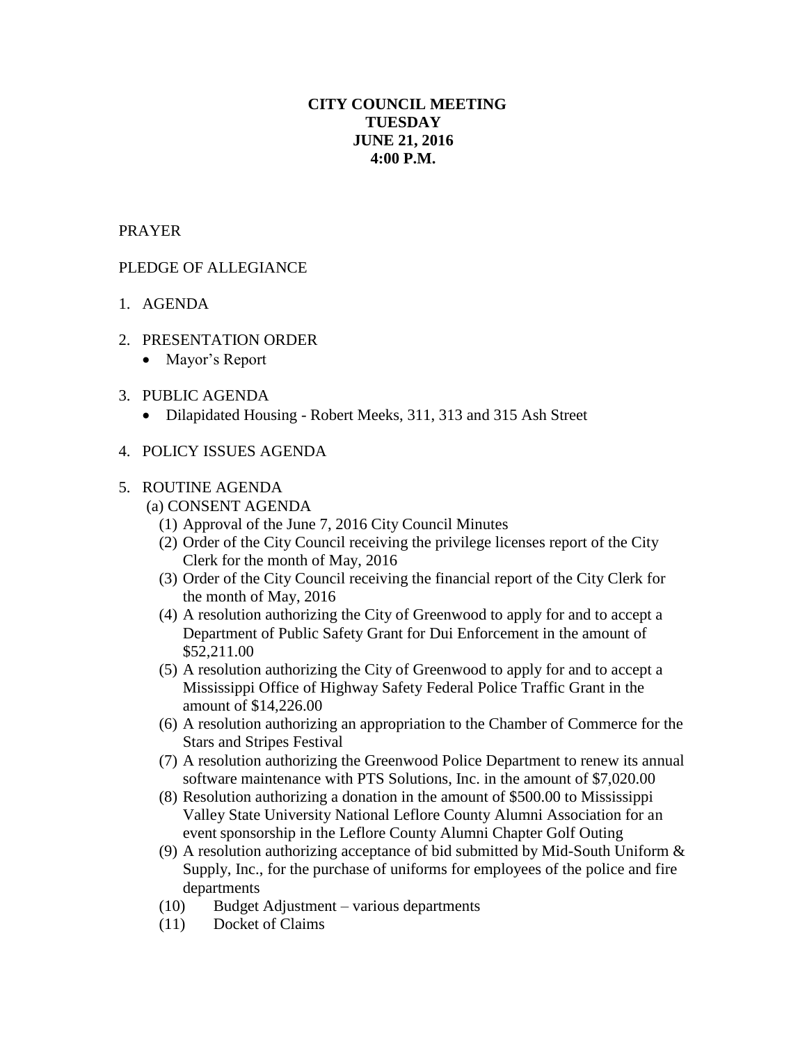# CITY COUNCIL MEETING
# TUESDAY
# JUNE 21, 2016
# 4:00 P.M.

PRAYER

PLEDGE OF ALLEGIANCE

1. AGENDA

2. PRESENTATION ORDER
   - Mayor's Report

3. PUBLIC AGENDA
   - Dilapidated Housing - Robert Meeks, 311, 313 and 315 Ash Street

4. POLICY ISSUES AGENDA

5. ROUTINE AGENDA

   (a) CONSENT AGENDA

   (1) Approval of the June 7, 2016 City Council Minutes

   (2) Order of the City Council receiving the privilege licenses report of the City Clerk for the month of May, 2016

   (3) Order of the City Council receiving the financial report of the City Clerk for the month of May, 2016

   (4) A resolution authorizing the City of Greenwood to apply for and to accept a Department of Public Safety Grant for Dui Enforcement in the amount of $52,211.00

   (5) A resolution authorizing the City of Greenwood to apply for and to accept a Mississippi Office of Highway Safety Federal Police Traffic Grant in the amount of $14,226.00

   (6) A resolution authorizing an appropriation to the Chamber of Commerce for the Stars and Stripes Festival

   (7) A resolution authorizing the Greenwood Police Department to renew its annual software maintenance with PTS Solutions, Inc. in the amount of $7,020.00

   (8) Resolution authorizing a donation in the amount of $500.00 to Mississippi Valley State University National Leflore County Alumni Association for an event sponsorship in the Leflore County Alumni Chapter Golf Outing

   (9) A resolution authorizing acceptance of bid submitted by Mid-South Uniform & Supply, Inc., for the purchase of uniforms for employees of the police and fire departments

   (10) Budget Adjustment – various departments

   (11) Docket of Claims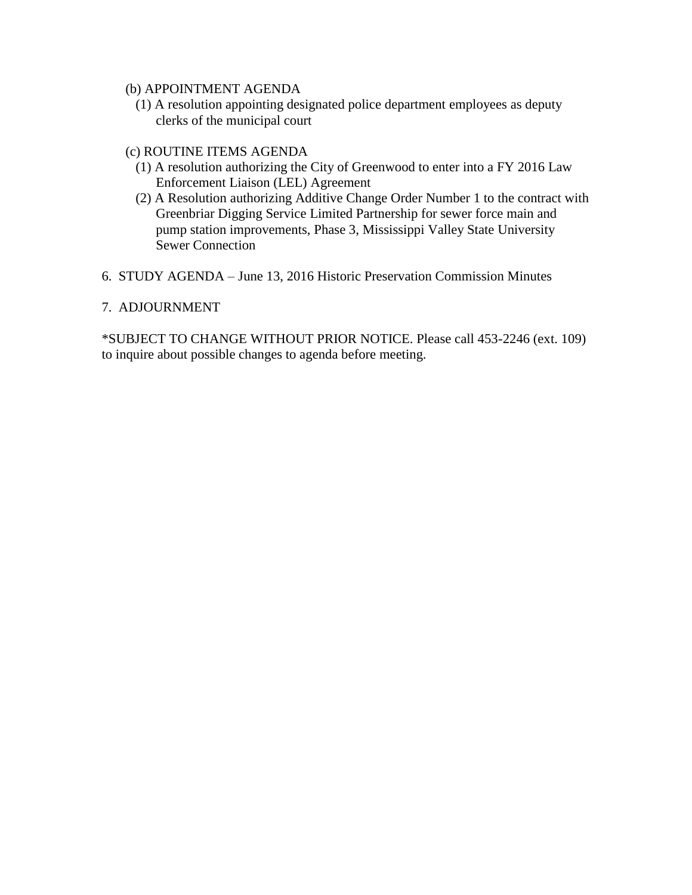(b) APPOINTMENT AGENDA

(1) A resolution appointing designated police department employees as deputy clerks of the municipal court

(c) ROUTINE ITEMS AGENDA

(1) A resolution authorizing the City of Greenwood to enter into a FY 2016 Law Enforcement Liaison (LEL) Agreement

(2) A Resolution authorizing Additive Change Order Number 1 to the contract with Greenbriar Digging Service Limited Partnership for sewer force main and pump station improvements, Phase 3, Mississippi Valley State University Sewer Connection

6. STUDY AGENDA – June 13, 2016 Historic Preservation Commission Minutes

7. ADJOURNMENT

*SUBJECT TO CHANGE WITHOUT PRIOR NOTICE. Please call 453-2246 (ext. 109) to inquire about possible changes to agenda before meeting.